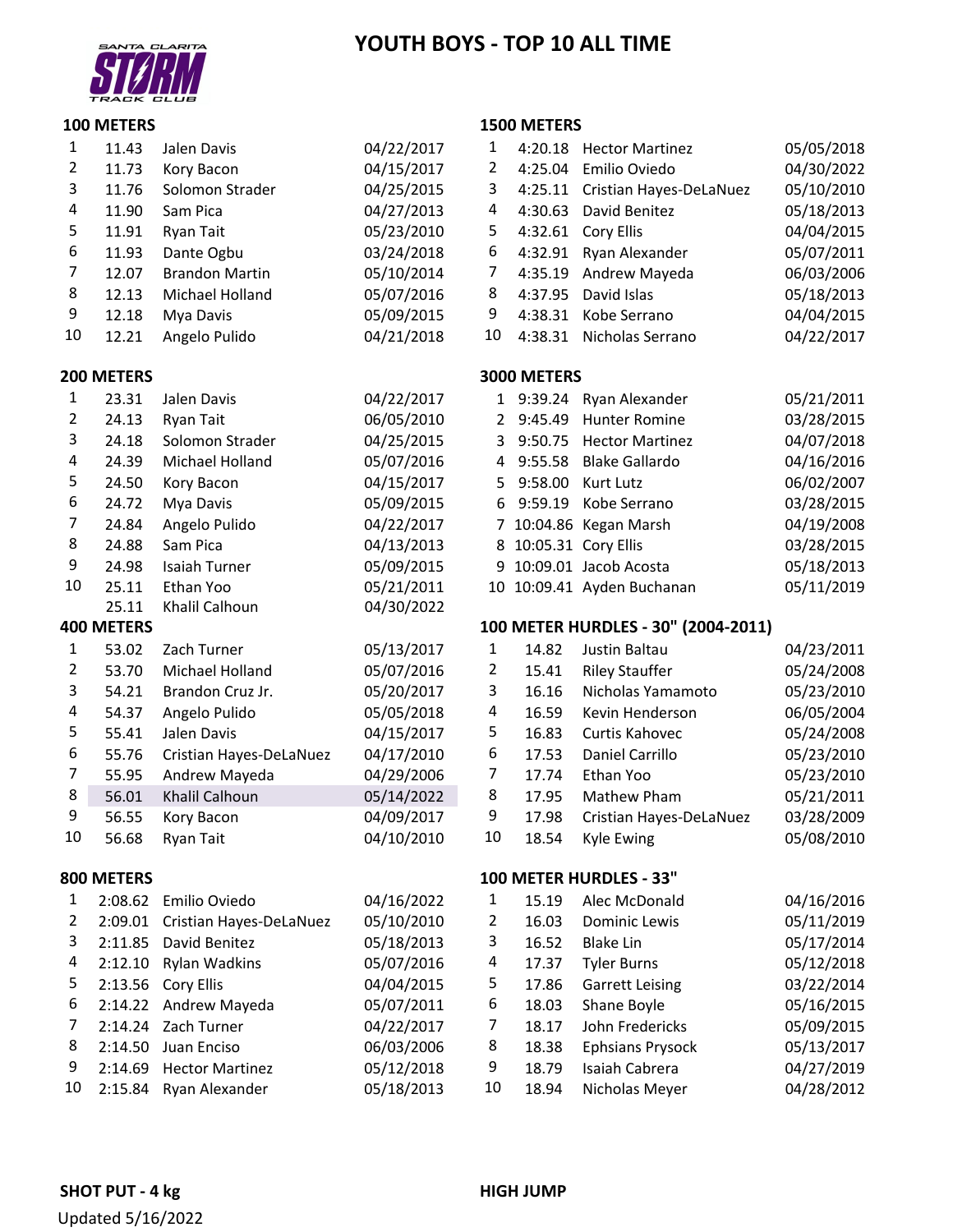# YOUTH BOYS - TOP 10 ALL TIME

### 100 METERS

| | Time | Name | Date |
|---|---|---|---|
| 1 | 11.43 | Jalen Davis | 04/22/2017 |
| 2 | 11.73 | Kory Bacon | 04/15/2017 |
| 3 | 11.76 | Solomon Strader | 04/25/2015 |
| 4 | 11.90 | Sam Pica | 04/27/2013 |
| 5 | 11.91 | Ryan Tait | 05/23/2010 |
| 6 | 11.93 | Dante Ogbu | 03/24/2018 |
| 7 | 12.07 | Brandon Martin | 05/10/2014 |
| 8 | 12.13 | Michael Holland | 05/07/2016 |
| 9 | 12.18 | Mya Davis | 05/09/2015 |
| 10 | 12.21 | Angelo Pulido | 04/21/2018 |

### 200 METERS

| | Time | Name | Date |
|---|---|---|---|
| 1 | 23.31 | Jalen Davis | 04/22/2017 |
| 2 | 24.13 | Ryan Tait | 06/05/2010 |
| 3 | 24.18 | Solomon Strader | 04/25/2015 |
| 4 | 24.39 | Michael Holland | 05/07/2016 |
| 5 | 24.50 | Kory Bacon | 04/15/2017 |
| 6 | 24.72 | Mya Davis | 05/09/2015 |
| 7 | 24.84 | Angelo Pulido | 04/22/2017 |
| 8 | 24.88 | Sam Pica | 04/13/2013 |
| 9 | 24.98 | Isaiah Turner | 05/09/2015 |
| 10 | 25.11 | Ethan Yoo | 05/21/2011 |
| | 25.11 | Khalil Calhoun | 04/30/2022 |

### 400 METERS

| | Time | Name | Date |
|---|---|---|---|
| 1 | 53.02 | Zach Turner | 05/13/2017 |
| 2 | 53.70 | Michael Holland | 05/07/2016 |
| 3 | 54.21 | Brandon Cruz Jr. | 05/20/2017 |
| 4 | 54.37 | Angelo Pulido | 05/05/2018 |
| 5 | 55.41 | Jalen Davis | 04/15/2017 |
| 6 | 55.76 | Cristian Hayes-DeLaNuez | 04/17/2010 |
| 7 | 55.95 | Andrew Mayeda | 04/29/2006 |
| 8 | 56.01 | Khalil Calhoun | 05/14/2022 |
| 9 | 56.55 | Kory Bacon | 04/09/2017 |
| 10 | 56.68 | Ryan Tait | 04/10/2010 |

### 800 METERS

| | Time | Name | Date |
|---|---|---|---|
| 1 | 2:08.62 | Emilio Oviedo | 04/16/2022 |
| 2 | 2:09.01 | Cristian Hayes-DeLaNuez | 05/10/2010 |
| 3 | 2:11.85 | David Benitez | 05/18/2013 |
| 4 | 2:12.10 | Rylan Wadkins | 05/07/2016 |
| 5 | 2:13.56 | Cory Ellis | 04/04/2015 |
| 6 | 2:14.22 | Andrew Mayeda | 05/07/2011 |
| 7 | 2:14.24 | Zach Turner | 04/22/2017 |
| 8 | 2:14.50 | Juan Enciso | 06/03/2006 |
| 9 | 2:14.69 | Hector Martinez | 05/12/2018 |
| 10 | 2:15.84 | Ryan Alexander | 05/18/2013 |

### 1500 METERS

| | Time | Name | Date |
|---|---|---|---|
| 1 | 4:20.18 | Hector Martinez | 05/05/2018 |
| 2 | 4:25.04 | Emilio Oviedo | 04/30/2022 |
| 3 | 4:25.11 | Cristian Hayes-DeLaNuez | 05/10/2010 |
| 4 | 4:30.63 | David Benitez | 05/18/2013 |
| 5 | 4:32.61 | Cory Ellis | 04/04/2015 |
| 6 | 4:32.91 | Ryan Alexander | 05/07/2011 |
| 7 | 4:35.19 | Andrew Mayeda | 06/03/2006 |
| 8 | 4:37.95 | David Islas | 05/18/2013 |
| 9 | 4:38.31 | Kobe Serrano | 04/04/2015 |
| 10 | 4:38.31 | Nicholas Serrano | 04/22/2017 |

### 3000 METERS

| | Time | Name | Date |
|---|---|---|---|
| 1 | 9:39.24 | Ryan Alexander | 05/21/2011 |
| 2 | 9:45.49 | Hunter Romine | 03/28/2015 |
| 3 | 9:50.75 | Hector Martinez | 04/07/2018 |
| 4 | 9:55.58 | Blake Gallardo | 04/16/2016 |
| 5 | 9:58.00 | Kurt Lutz | 06/02/2007 |
| 6 | 9:59.19 | Kobe Serrano | 03/28/2015 |
| 7 | 10:04.86 | Kegan Marsh | 04/19/2008 |
| 8 | 10:05.31 | Cory Ellis | 03/28/2015 |
| 9 | 10:09.01 | Jacob Acosta | 05/18/2013 |
| 10 | 10:09.41 | Ayden Buchanan | 05/11/2019 |

### 100 METER HURDLES - 30" (2004-2011)

| | Time | Name | Date |
|---|---|---|---|
| 1 | 14.82 | Justin Baltau | 04/23/2011 |
| 2 | 15.41 | Riley Stauffer | 05/24/2008 |
| 3 | 16.16 | Nicholas Yamamoto | 05/23/2010 |
| 4 | 16.59 | Kevin Henderson | 06/05/2004 |
| 5 | 16.83 | Curtis Kahovec | 05/24/2008 |
| 6 | 17.53 | Daniel Carrillo | 05/23/2010 |
| 7 | 17.74 | Ethan Yoo | 05/23/2010 |
| 8 | 17.95 | Mathew Pham | 05/21/2011 |
| 9 | 17.98 | Cristian Hayes-DeLaNuez | 03/28/2009 |
| 10 | 18.54 | Kyle Ewing | 05/08/2010 |

### 100 METER HURDLES - 33"

| | Time | Name | Date |
|---|---|---|---|
| 1 | 15.19 | Alec McDonald | 04/16/2016 |
| 2 | 16.03 | Dominic Lewis | 05/11/2019 |
| 3 | 16.52 | Blake Lin | 05/17/2014 |
| 4 | 17.37 | Tyler Burns | 05/12/2018 |
| 5 | 17.86 | Garrett Leising | 03/22/2014 |
| 6 | 18.03 | Shane Boyle | 05/16/2015 |
| 7 | 18.17 | John Fredericks | 05/09/2015 |
| 8 | 18.38 | Ephsians Prysock | 05/13/2017 |
| 9 | 18.79 | Isaiah Cabrera | 04/27/2019 |
| 10 | 18.94 | Nicholas Meyer | 04/28/2012 |

### SHOT PUT - 4 kg

### HIGH JUMP

Updated 5/16/2022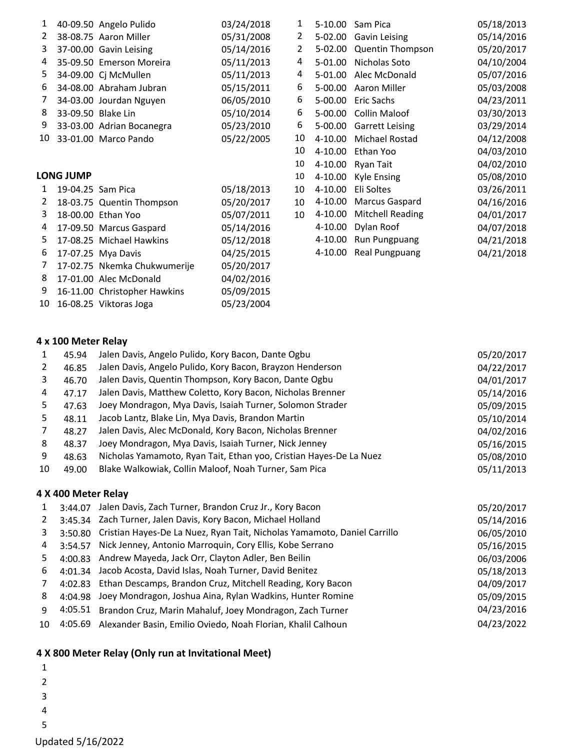| | | | |
|---|---|---|---|
| 1 | 40-09.50 | Angelo Pulido | 03/24/2018 |
| 2 | 38-08.75 | Aaron Miller | 05/31/2008 |
| 3 | 37-00.00 | Gavin Leising | 05/14/2016 |
| 4 | 35-09.50 | Emerson Moreira | 05/11/2013 |
| 5 | 34-09.00 | Cj McMullen | 05/11/2013 |
| 6 | 34-08.00 | Abraham Jubran | 05/15/2011 |
| 7 | 34-03.00 | Jourdan Nguyen | 06/05/2010 |
| 8 | 33-09.50 | Blake Lin | 05/10/2014 |
| 9 | 33-03.00 | Adrian Bocanegra | 05/23/2010 |
| 10 | 33-01.00 | Marco Pando | 05/22/2005 |

**LONG JUMP**

| | | | |
|---|---|---|---|
| 1 | 19-04.25 | Sam Pica | 05/18/2013 |
| 2 | 18-03.75 | Quentin Thompson | 05/20/2017 |
| 3 | 18-00.00 | Ethan Yoo | 05/07/2011 |
| 4 | 17-09.50 | Marcus Gaspard | 05/14/2016 |
| 5 | 17-08.25 | Michael Hawkins | 05/12/2018 |
| 6 | 17-07.25 | Mya Davis | 04/25/2015 |
| 7 | 17-02.75 | Nkemka Chukwumerije | 05/20/2017 |
| 8 | 17-01.00 | Alec McDonald | 04/02/2016 |
| 9 | 16-11.00 | Christopher Hawkins | 05/09/2015 |
| 10 | 16-08.25 | Viktoras Joga | 05/23/2004 |

| | | | |
|---|---|---|---|
| 1 | 5-10.00 | Sam Pica | 05/18/2013 |
| 2 | 5-02.00 | Gavin Leising | 05/14/2016 |
| 2 | 5-02.00 | Quentin Thompson | 05/20/2017 |
| 4 | 5-01.00 | Nicholas Soto | 04/10/2004 |
| 4 | 5-01.00 | Alec McDonald | 05/07/2016 |
| 6 | 5-00.00 | Aaron Miller | 05/03/2008 |
| 6 | 5-00.00 | Eric Sachs | 04/23/2011 |
| 6 | 5-00.00 | Collin Maloof | 03/30/2013 |
| 6 | 5-00.00 | Garrett Leising | 03/29/2014 |
| 10 | 4-10.00 | Michael Rostad | 04/12/2008 |
| 10 | 4-10.00 | Ethan Yoo | 04/03/2010 |
| 10 | 4-10.00 | Ryan Tait | 04/02/2010 |
| 10 | 4-10.00 | Kyle Ensing | 05/08/2010 |
| 10 | 4-10.00 | Eli Soltes | 03/26/2011 |
| 10 | 4-10.00 | Marcus Gaspard | 04/16/2016 |
| 10 | 4-10.00 | Mitchell Reading | 04/01/2017 |
| | 4-10.00 | Dylan Roof | 04/07/2018 |
| | 4-10.00 | Run Pungpuang | 04/21/2018 |
| | 4-10.00 | Real Pungpuang | 04/21/2018 |

**4 x 100 Meter Relay**

| | | | |
|---|---|---|---|
| 1 | 45.94 | Jalen Davis, Angelo Pulido, Kory Bacon, Dante Ogbu | 05/20/2017 |
| 2 | 46.85 | Jalen Davis, Angelo Pulido, Kory Bacon, Brayzon Henderson | 04/22/2017 |
| 3 | 46.70 | Jalen Davis, Quentin Thompson, Kory Bacon, Dante Ogbu | 04/01/2017 |
| 4 | 47.17 | Jalen Davis, Matthew Coletto, Kory Bacon, Nicholas Brenner | 05/14/2016 |
| 5 | 47.63 | Joey Mondragon, Mya Davis, Isaiah Turner, Solomon Strader | 05/09/2015 |
| 5 | 48.11 | Jacob Lantz, Blake Lin, Mya Davis, Brandon Martin | 05/10/2014 |
| 7 | 48.27 | Jalen Davis, Alec McDonald, Kory Bacon, Nicholas Brenner | 04/02/2016 |
| 8 | 48.37 | Joey Mondragon, Mya Davis, Isaiah Turner, Nick Jenney | 05/16/2015 |
| 9 | 48.63 | Nicholas Yamamoto, Ryan Tait, Ethan yoo, Cristian Hayes-De La Nuez | 05/08/2010 |
| 10 | 49.00 | Blake Walkowiak, Collin Maloof, Noah Turner, Sam Pica | 05/11/2013 |

**4 X 400 Meter Relay**

| | | | |
|---|---|---|---|
| 1 | 3:44.07 | Jalen Davis, Zach Turner, Brandon Cruz Jr., Kory Bacon | 05/20/2017 |
| 2 | 3:45.34 | Zach Turner, Jalen Davis, Kory Bacon, Michael Holland | 05/14/2016 |
| 3 | 3:50.80 | Cristian Hayes-De La Nuez, Ryan Tait, Nicholas Yamamoto, Daniel Carrillo | 06/05/2010 |
| 4 | 3:54.57 | Nick Jenney, Antonio Marroquin, Cory Ellis, Kobe Serrano | 05/16/2015 |
| 5 | 4:00.83 | Andrew Mayeda, Jack Orr, Clayton Adler, Ben Beilin | 06/03/2006 |
| 6 | 4:01.34 | Jacob Acosta, David Islas, Noah Turner, David Benitez | 05/18/2013 |
| 7 | 4:02.83 | Ethan Descamps, Brandon Cruz, Mitchell Reading, Kory Bacon | 04/09/2017 |
| 8 | 4:04.98 | Joey Mondragon, Joshua Aina, Rylan Wadkins, Hunter Romine | 05/09/2015 |
| 9 | 4:05.51 | Brandon Cruz, Marin Mahaluf, Joey Mondragon, Zach Turner | 04/23/2016 |
| 10 | 4:05.69 | Alexander Basin, Emilio Oviedo, Noah Florian, Khalil Calhoun | 04/23/2022 |

**4 X 800 Meter Relay (Only run at Invitational Meet)**

1
2
3
4
5

Updated 5/16/2022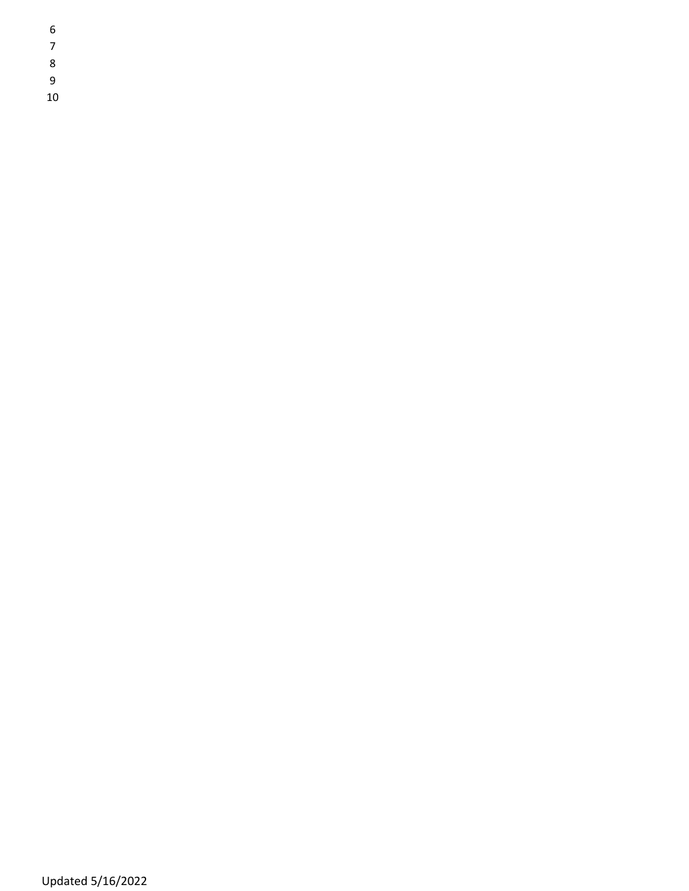6
7
8
9
10

Updated 5/16/2022